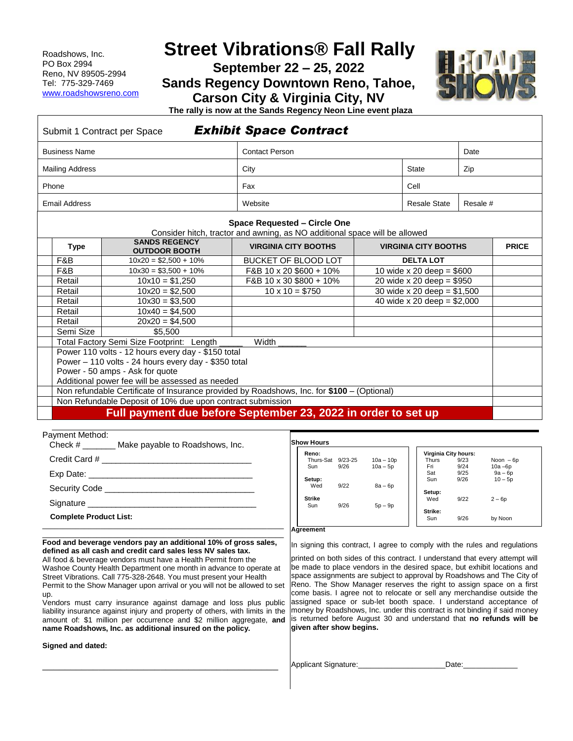Roadshows, Inc.
PO Box 2994
Reno, NV 89505-2994
Tel: 775-329-7469
www.roadshowsreno.com

# Street Vibrations® Fall Rally

## September 22 – 25, 2022

## Sands Regency Downtown Reno, Tahoe, Carson City & Virginia City, NV

**The rally is now at the Sands Regency Neon Line event plaza**

Submit 1 Contract per Space ***Exhibit Space Contract***

| Business Name | Contact Person | | Date |
|---|---|---|---|
| Mailing Address | City | State | Zip |
| Phone | Fax | Cell | |
| Email Address | Website | Resale State | Resale # |

**Space Requested – Circle One**
Consider hitch, tractor and awning, as NO additional space will be allowed

| Type | SANDS REGENCY OUTDOOR BOOTH | VIRGINIA CITY BOOTHS | VIRGINIA CITY BOOTHS | PRICE |
|---|---|---|---|---|
| F&B | 10x20 = $2,500 + 10% | BUCKET OF BLOOD LOT | **DELTA LOT** | |
| F&B | 10x30 = $3,500 + 10% | F&B 10 x 20 $600 + 10% | 10 wide x 20 deep = $600 | |
| Retail | 10x10 = $1,250 | F&B 10 x 30 $800 + 10% | 20 wide x 20 deep = $950 | |
| Retail | 10x20 = $2,500 | 10 x 10 = $750 | 30 wide x 20 deep = $1,500 | |
| Retail | 10x30 = $3,500 | | 40 wide x 20 deep = $2,000 | |
| Retail | 10x40 = $4,500 | | | |
| Retail | 20x20 = $4,500 | | | |
| Semi Size | $5,500 | | | |
| Total Factory Semi Size Footprint: Length _____ Width ______ | | | | |
| Power 110 volts - 12 hours every day - $150 total<br>Power – 110 volts - 24 hours every day - $350 total<br>Power - 50 amps - Ask for quote<br>Additional power fee will be assessed as needed | | | | |
| Non refundable Certificate of Insurance provided by Roadshows, Inc. for **$100** – (Optional) | | | | |
| Non Refundable Deposit of 10% due upon contract submission | | | | |
| **Full payment due before September 23, 2022 in order to set up** | | | | |

Payment Method:
Check # _______ Make payable to Roadshows, Inc.

Credit Card # _______________________________

Exp Date: __________________________________

Security Code _______________________________

Signature ___________________________________

**Complete Product List:**

_______________________________________________

_______________________________________________

**Food and beverage vendors pay an additional 10% of gross sales, defined as all cash and credit card sales less NV sales tax.**
All food & beverage vendors must have a Health Permit from the Washoe County Health Department one month in advance to operate at Street Vibrations. Call 775-328-2648. You must present your Health Permit to the Show Manager upon arrival or you will not be allowed to set up.
Vendors must carry insurance against damage and loss plus public liability insurance against injury and property of others, with limits in the amount of: $1 million per occurrence and $2 million aggregate, **and name Roadshows, Inc. as additional insured on the policy.**

**Signed and dated:**

_______________________________________________

**Show Hours**

| **Reno:** | | |
|---|---|---|
| Thurs-Sat | 9/23-25 | 10a – 10p |
| Sun | 9/26 | 10a – 5p |
| **Setup:** | | |
| Wed | 9/22 | 8a – 6p |
| **Strike** | | |
| Sun | 9/26 | 5p – 9p |

| **Virginia City hours:** | | |
|---|---|---|
| Thurs | 9/23 | Noon – 6p |
| Fri | 9/24 | 10a –6p |
| Sat | 9/25 | 9a – 6p |
| Sun | 9/26 | 10 – 5p |
| **Setup:** | | |
| Wed | 9/22 | 2 – 6p |
| **Strike:** | | |
| Sun | 9/26 | by Noon |

**Agreement**

In signing this contract, I agree to comply with the rules and regulations printed on both sides of this contract. I understand that every attempt will be made to place vendors in the desired space, but exhibit locations and space assignments are subject to approval by Roadshows and The City of Reno. The Show Manager reserves the right to assign space on a first come basis. I agree not to relocate or sell any merchandise outside the assigned space or sub-let booth space. I understand acceptance of money by Roadshows, Inc. under this contract is not binding if said money is returned before August 30 and understand that **no refunds will be given after show begins.**

Applicant Signature:____________________Date:_____________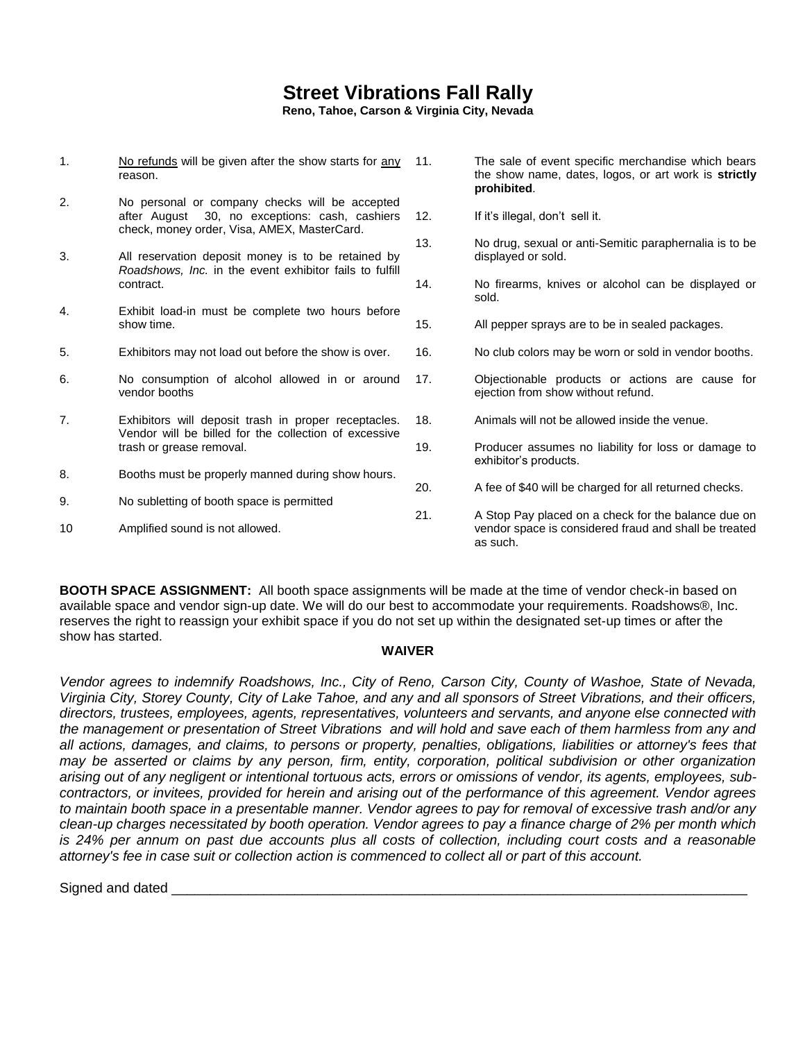# Street Vibrations Fall Rally

**Reno, Tahoe, Carson & Virginia City, Nevada**

1. No refunds will be given after the show starts for any reason.
2. No personal or company checks will be accepted after August 30, no exceptions: cash, cashiers check, money order, Visa, AMEX, MasterCard.
3. All reservation deposit money is to be retained by *Roadshows, Inc.* in the event exhibitor fails to fulfill contract.
4. Exhibit load-in must be complete two hours before show time.
5. Exhibitors may not load out before the show is over.
6. No consumption of alcohol allowed in or around vendor booths
7. Exhibitors will deposit trash in proper receptacles. Vendor will be billed for the collection of excessive trash or grease removal.
8. Booths must be properly manned during show hours.
9. No subletting of booth space is permitted
10. Amplified sound is not allowed.
11. The sale of event specific merchandise which bears the show name, dates, logos, or art work is **strictly prohibited**.
12. If it's illegal, don't sell it.
13. No drug, sexual or anti-Semitic paraphernalia is to be displayed or sold.
14. No firearms, knives or alcohol can be displayed or sold.
15. All pepper sprays are to be in sealed packages.
16. No club colors may be worn or sold in vendor booths.
17. Objectionable products or actions are cause for ejection from show without refund.
18. Animals will not be allowed inside the venue.
19. Producer assumes no liability for loss or damage to exhibitor's products.
20. A fee of $40 will be charged for all returned checks.
21. A Stop Pay placed on a check for the balance due on vendor space is considered fraud and shall be treated as such.

**BOOTH SPACE ASSIGNMENT:** All booth space assignments will be made at the time of vendor check-in based on available space and vendor sign-up date. We will do our best to accommodate your requirements. Roadshows®, Inc. reserves the right to reassign your exhibit space if you do not set up within the designated set-up times or after the show has started.

**WAIVER**

*Vendor agrees to indemnify Roadshows, Inc., City of Reno, Carson City, County of Washoe, State of Nevada, Virginia City, Storey County, City of Lake Tahoe, and any and all sponsors of Street Vibrations, and their officers, directors, trustees, employees, agents, representatives, volunteers and servants, and anyone else connected with the management or presentation of Street Vibrations and will hold and save each of them harmless from any and all actions, damages, and claims, to persons or property, penalties, obligations, liabilities or attorney's fees that may be asserted or claims by any person, firm, entity, corporation, political subdivision or other organization arising out of any negligent or intentional tortuous acts, errors or omissions of vendor, its agents, employees, sub-contractors, or invitees, provided for herein and arising out of the performance of this agreement. Vendor agrees to maintain booth space in a presentable manner. Vendor agrees to pay for removal of excessive trash and/or any clean-up charges necessitated by booth operation. Vendor agrees to pay a finance charge of 2% per month which is 24% per annum on past due accounts plus all costs of collection, including court costs and a reasonable attorney's fee in case suit or collection action is commenced to collect all or part of this account.*

Signed and dated ______________________________________________________________________________